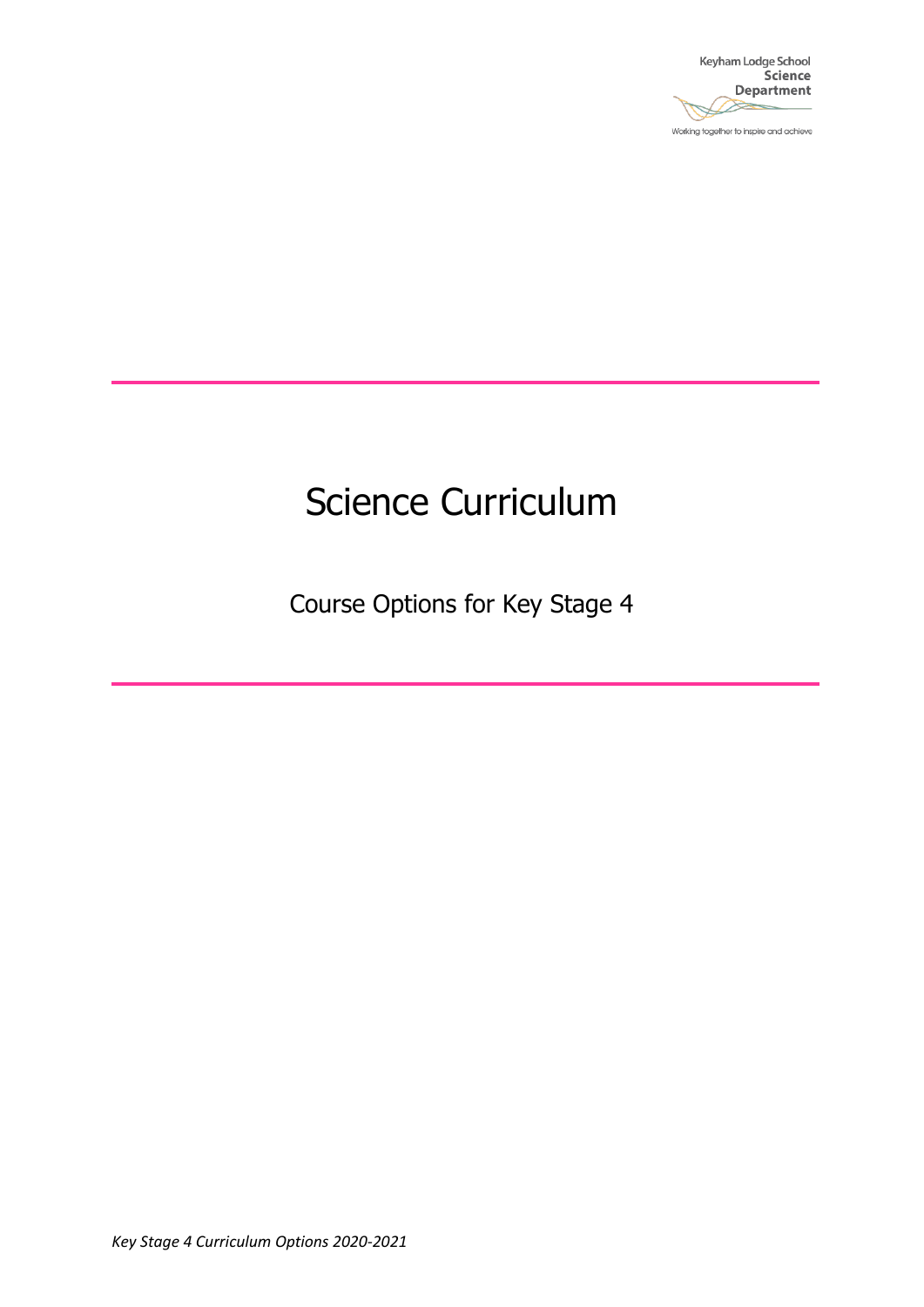Keyham Lodge School
Science
Department

Working together to inspire and achieve

# Science Curriculum

## Course Options for Key Stage 4

*Key Stage 4 Curriculum Options 2020-2021*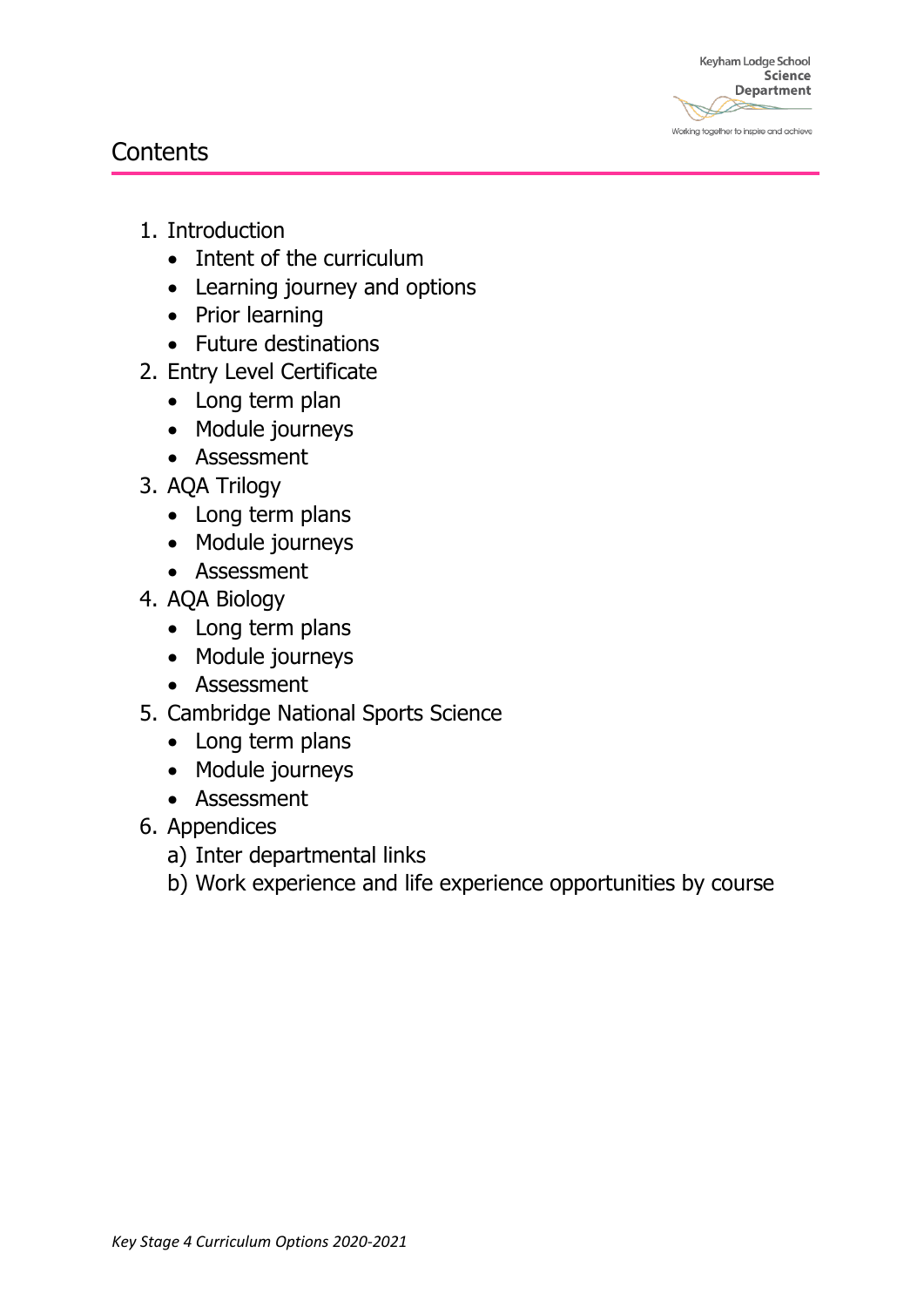# Contents

1. Introduction
   - Intent of the curriculum
   - Learning journey and options
   - Prior learning
   - Future destinations
2. Entry Level Certificate
   - Long term plan
   - Module journeys
   - Assessment
3. AQA Trilogy
   - Long term plans
   - Module journeys
   - Assessment
4. AQA Biology
   - Long term plans
   - Module journeys
   - Assessment
5. Cambridge National Sports Science
   - Long term plans
   - Module journeys
   - Assessment
6. Appendices
   a) Inter departmental links
   b) Work experience and life experience opportunities by course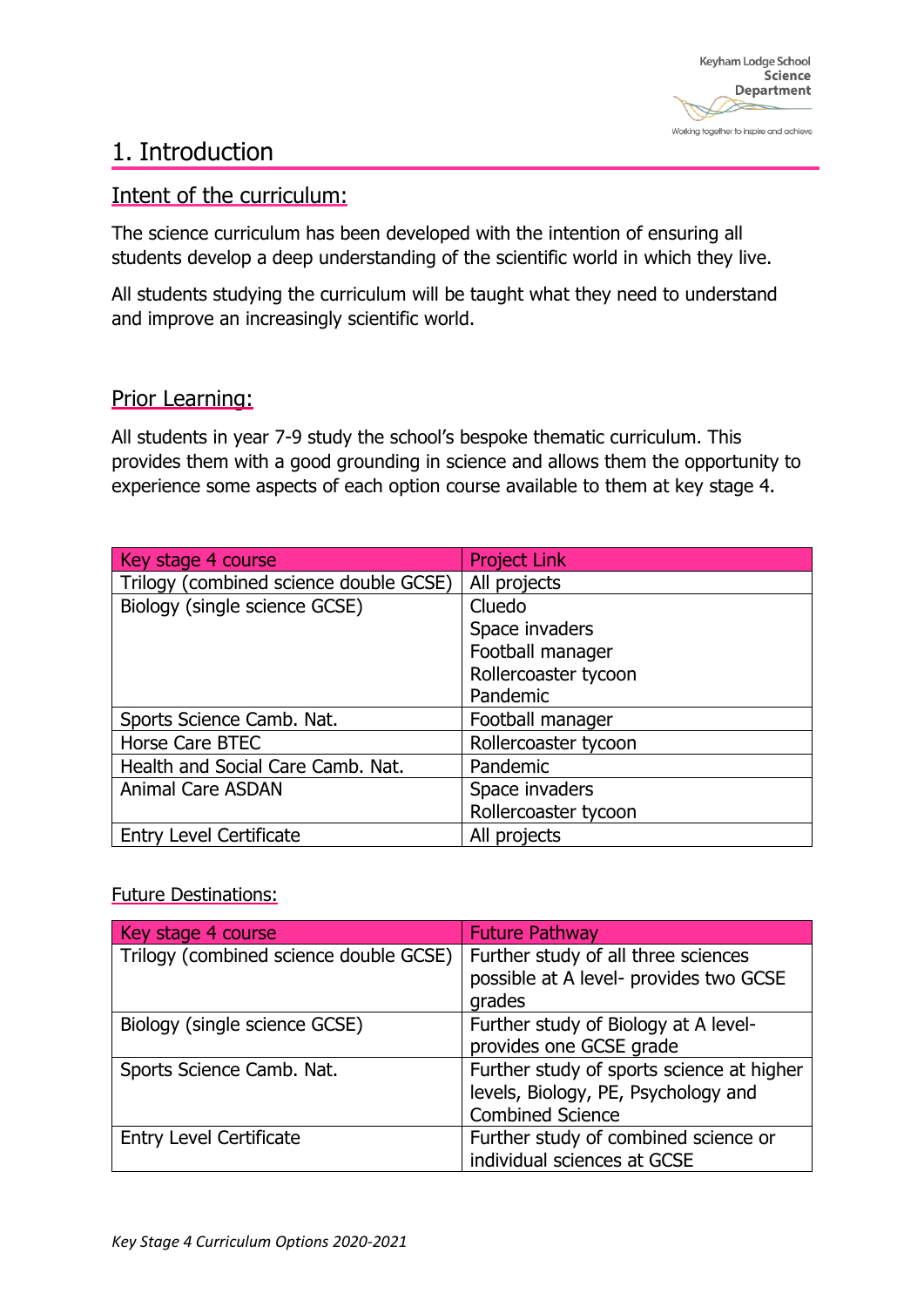# 1. Introduction

## Intent of the curriculum:

The science curriculum has been developed with the intention of ensuring all students develop a deep understanding of the scientific world in which they live.

All students studying the curriculum will be taught what they need to understand and improve an increasingly scientific world.

## Prior Learning:

All students in year 7-9 study the school's bespoke thematic curriculum. This provides them with a good grounding in science and allows them the opportunity to experience some aspects of each option course available to them at key stage 4.

| Key stage 4 course | Project Link |
|---|---|
| Trilogy (combined science double GCSE) | All projects |
| Biology (single science GCSE) | Cluedo<br>Space invaders<br>Football manager<br>Rollercoaster tycoon<br>Pandemic |
| Sports Science Camb. Nat. | Football manager |
| Horse Care BTEC | Rollercoaster tycoon |
| Health and Social Care Camb. Nat. | Pandemic |
| Animal Care ASDAN | Space invaders<br>Rollercoaster tycoon |
| Entry Level Certificate | All projects |

### Future Destinations:

| Key stage 4 course | Future Pathway |
|---|---|
| Trilogy (combined science double GCSE) | Further study of all three sciences possible at A level- provides two GCSE grades |
| Biology (single science GCSE) | Further study of Biology at A level- provides one GCSE grade |
| Sports Science Camb. Nat. | Further study of sports science at higher levels, Biology, PE, Psychology and Combined Science |
| Entry Level Certificate | Further study of combined science or individual sciences at GCSE |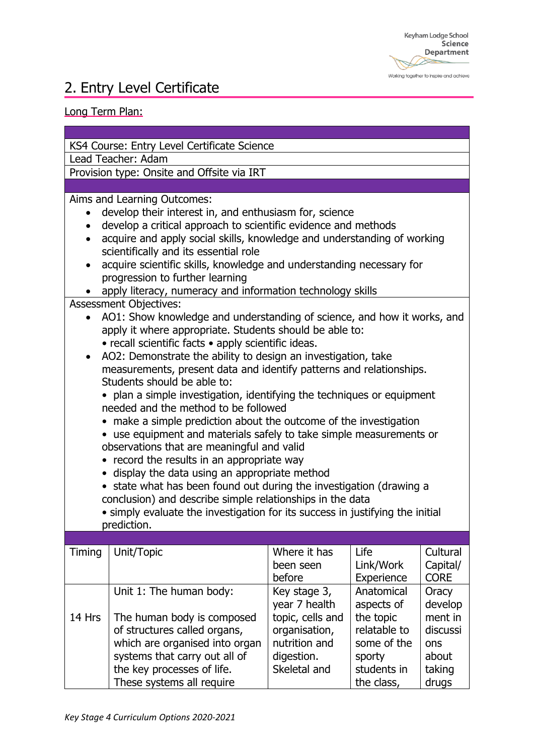## 2. Entry Level Certificate

Long Term Plan:

| | | | | |
|---|---|---|---|---|
| KS4 Course: Entry Level Certificate Science | | | | |
| Lead Teacher: Adam | | | | |
| Provision type: Onsite and Offsite via IRT | | | | |

Aims and Learning Outcomes:

- develop their interest in, and enthusiasm for, science
- develop a critical approach to scientific evidence and methods
- acquire and apply social skills, knowledge and understanding of working scientifically and its essential role
- acquire scientific skills, knowledge and understanding necessary for progression to further learning
- apply literacy, numeracy and information technology skills

Assessment Objectives:

- AO1: Show knowledge and understanding of science, and how it works, and apply it where appropriate. Students should be able to:
  • recall scientific facts • apply scientific ideas.
- AO2: Demonstrate the ability to design an investigation, take measurements, present data and identify patterns and relationships. Students should be able to:
  • plan a simple investigation, identifying the techniques or equipment needed and the method to be followed
  • make a simple prediction about the outcome of the investigation
  • use equipment and materials safely to take simple measurements or observations that are meaningful and valid
  • record the results in an appropriate way
  • display the data using an appropriate method
  • state what has been found out during the investigation (drawing a conclusion) and describe simple relationships in the data
  • simply evaluate the investigation for its success in justifying the initial prediction.

| Timing | Unit/Topic | Where it has been seen before | Life Link/Work Experience | Cultural Capital/ CORE |
|---|---|---|---|---|
| 14 Hrs | Unit 1: The human body:<br><br>The human body is composed of structures called organs, which are organised into organ systems that carry out all of the key processes of life. These systems all require | Key stage 3, year 7 health topic, cells and organisation, nutrition and digestion. Skeletal and | Anatomical aspects of the topic relatable to some of the sporty students in the class, | Oracy development in discussions about taking drugs |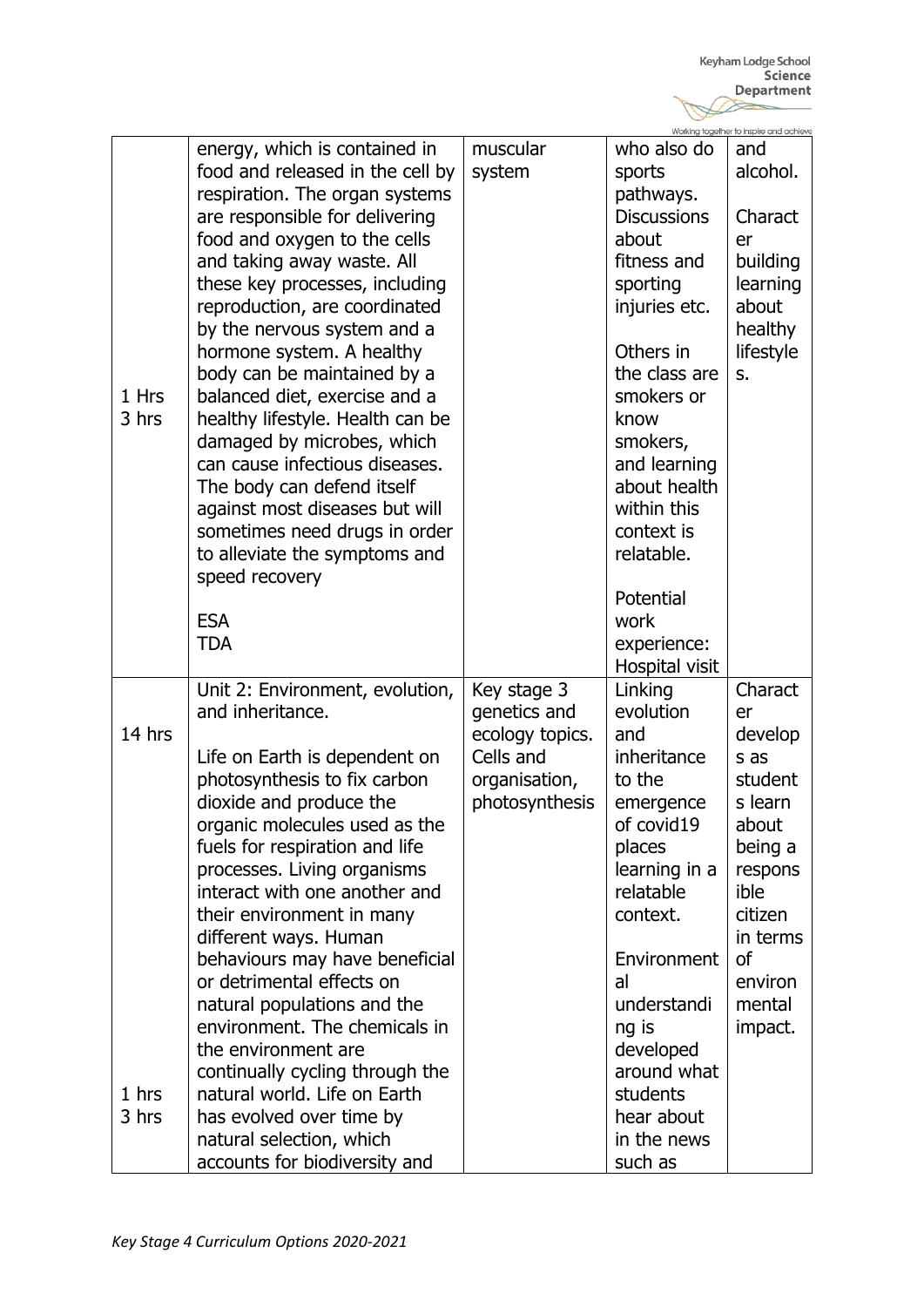| | | | | |
|---|---|---|---|---|
| 1 Hrs<br>3 hrs | energy, which is contained in food and released in the cell by respiration. The organ systems are responsible for delivering food and oxygen to the cells and taking away waste. All these key processes, including reproduction, are coordinated by the nervous system and a hormone system. A healthy body can be maintained by a balanced diet, exercise and a healthy lifestyle. Health can be damaged by microbes, which can cause infectious diseases. The body can defend itself against most diseases but will sometimes need drugs in order to alleviate the symptoms and speed recovery<br><br>ESA<br>TDA | muscular system | who also do sports pathways. Discussions about fitness and sporting injuries etc.<br><br>Others in the class are smokers or know smokers, and learning about health within this context is relatable.<br><br>Potential work experience: Hospital visit | and alcohol.<br><br>Character building learning about healthy lifestyles. |
| 14 hrs<br><br>1 hrs<br>3 hrs | Unit 2: Environment, evolution, and inheritance.<br><br>Life on Earth is dependent on photosynthesis to fix carbon dioxide and produce the organic molecules used as the fuels for respiration and life processes. Living organisms interact with one another and their environment in many different ways. Human behaviours may have beneficial or detrimental effects on natural populations and the environment. The chemicals in the environment are continually cycling through the natural world. Life on Earth has evolved over time by natural selection, which accounts for biodiversity and | Key stage 3 genetics and ecology topics. Cells and organisation, photosynthesis | Linking evolution and inheritance to the emergence of covid19 places learning in a relatable context.<br><br>Environmental understanding is developed around what students hear about in the news such as | Character develops as students learn about being a responsible citizen in terms of environmental impact. |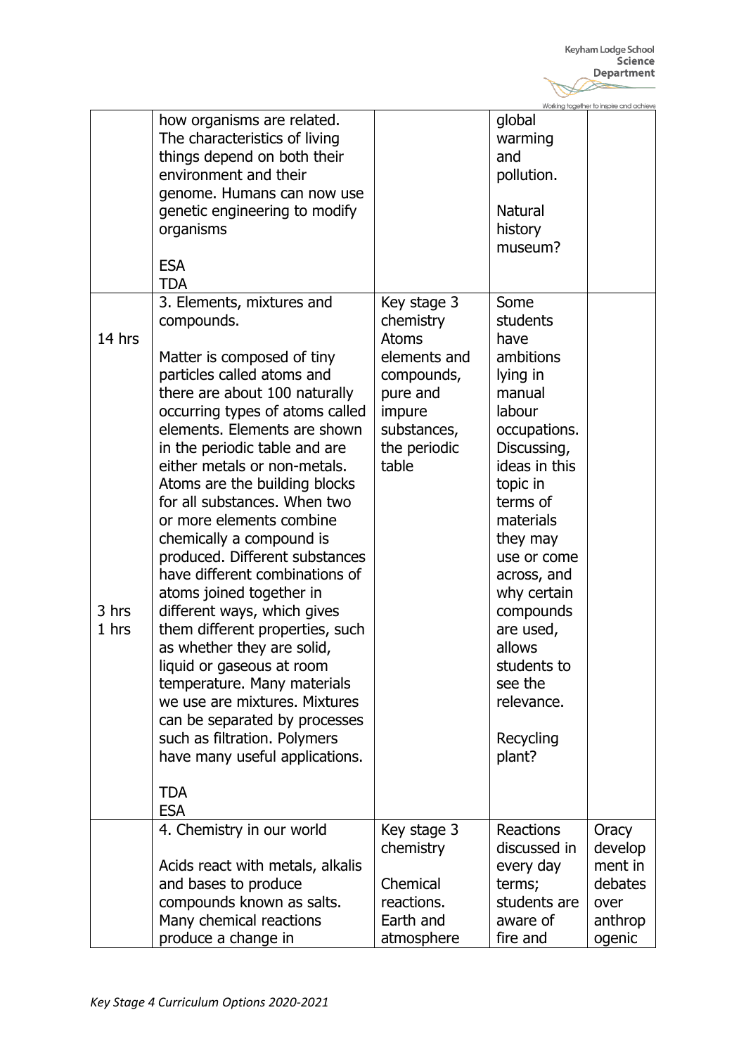| | | | | |
|---|---|---|---|---|
| | how organisms are related. The characteristics of living things depend on both their environment and their genome. Humans can now use genetic engineering to modify organisms<br><br>ESA<br>TDA | | global warming and pollution.<br><br>Natural history museum? | |
| 14 hrs<br><br><br><br><br><br><br><br><br><br><br><br><br><br><br>3 hrs<br>1 hrs | 3. Elements, mixtures and compounds.<br><br>Matter is composed of tiny particles called atoms and there are about 100 naturally occurring types of atoms called elements. Elements are shown in the periodic table and are either metals or non-metals. Atoms are the building blocks for all substances. When two or more elements combine chemically a compound is produced. Different substances have different combinations of atoms joined together in different ways, which gives them different properties, such as whether they are solid, liquid or gaseous at room temperature. Many materials we use are mixtures. Mixtures can be separated by processes such as filtration. Polymers have many useful applications.<br><br>TDA<br>ESA | Key stage 3 chemistry<br>Atoms elements and compounds, pure and impure substances, the periodic table | Some students have ambitions lying in manual labour occupations. Discussing, ideas in this topic in terms of materials they may use or come across, and why certain compounds are used, allows students to see the relevance.<br><br>Recycling plant? | |
| | 4. Chemistry in our world<br><br>Acids react with metals, alkalis and bases to produce compounds known as salts. Many chemical reactions produce a change in | Key stage 3 chemistry<br><br>Chemical reactions. Earth and atmosphere | Reactions discussed in every day terms; students are aware of fire and | Oracy development in debates over anthropogenic |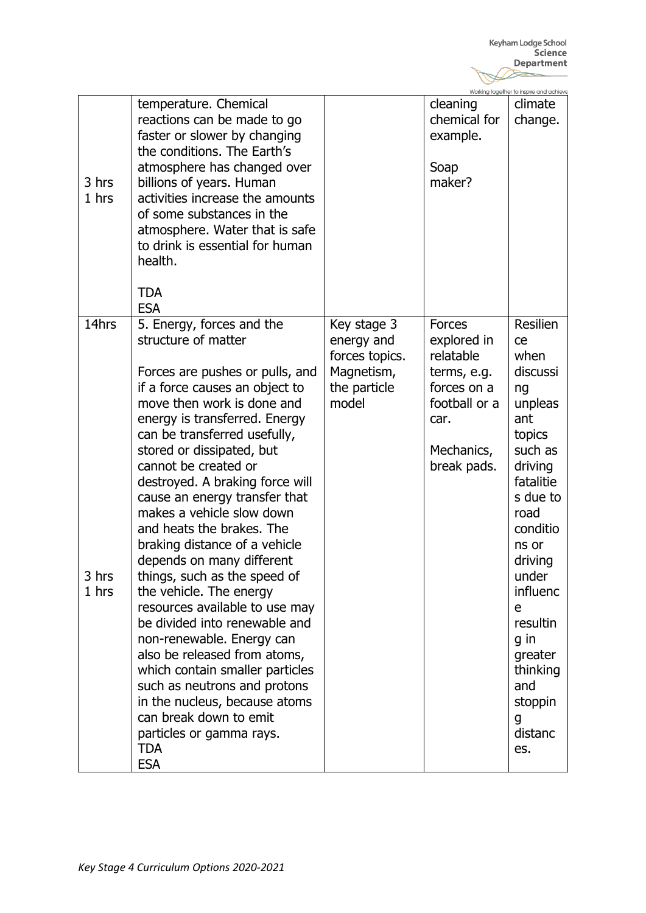| | | | | |
|---|---|---|---|---|
| 3 hrs<br>1 hrs | temperature. Chemical reactions can be made to go faster or slower by changing the conditions. The Earth's atmosphere has changed over billions of years. Human activities increase the amounts of some substances in the atmosphere. Water that is safe to drink is essential for human health.<br><br>TDA<br>ESA | | cleaning chemical for example.<br><br>Soap maker? | climate change. |
| 14hrs<br><br>3 hrs<br>1 hrs | 5. Energy, forces and the structure of matter<br><br>Forces are pushes or pulls, and if a force causes an object to move then work is done and energy is transferred. Energy can be transferred usefully, stored or dissipated, but cannot be created or destroyed. A braking force will cause an energy transfer that makes a vehicle slow down and heats the brakes. The braking distance of a vehicle depends on many different things, such as the speed of the vehicle. The energy resources available to use may be divided into renewable and non-renewable. Energy can also be released from atoms, which contain smaller particles such as neutrons and protons in the nucleus, because atoms can break down to emit particles or gamma rays.<br>TDA<br>ESA | Key stage 3 energy and forces topics. Magnetism, the particle model | Forces explored in relatable terms, e.g. forces on a football or a car.<br><br>Mechanics, break pads. | Resilience when discussing unpleasant topics such as driving fatalities due to road conditions or driving under influence resulting in greater thinking and stopping distances. |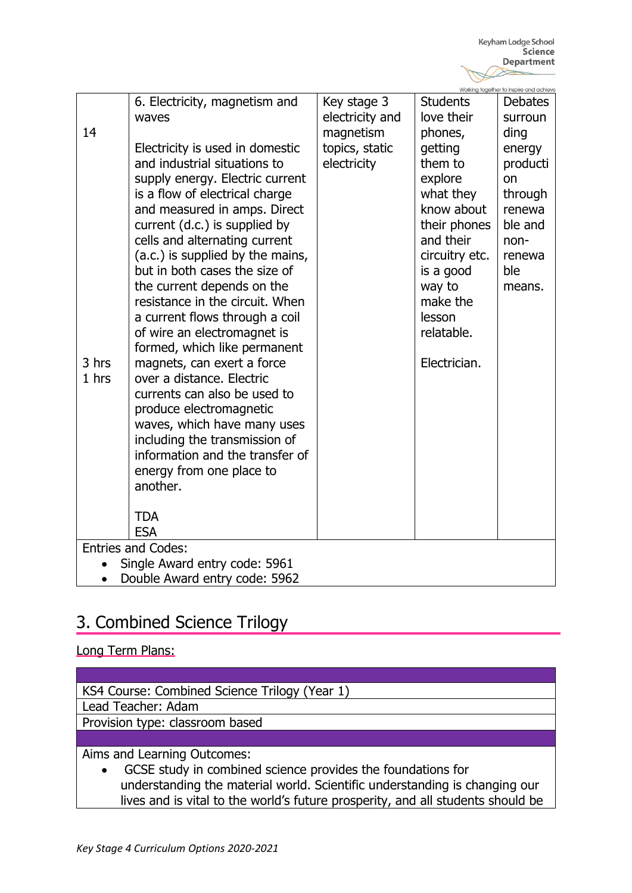| | | | | |
|---|---|---|---|---|
| 14<br><br>3 hrs<br>1 hrs | 6. Electricity, magnetism and waves<br><br>Electricity is used in domestic and industrial situations to supply energy. Electric current is a flow of electrical charge and measured in amps. Direct current (d.c.) is supplied by cells and alternating current (a.c.) is supplied by the mains, but in both cases the size of the current depends on the resistance in the circuit. When a current flows through a coil of wire an electromagnet is formed, which like permanent magnets, can exert a force over a distance. Electric currents can also be used to produce electromagnetic waves, which have many uses including the transmission of information and the transfer of energy from one place to another.<br><br>TDA<br>ESA | Key stage 3 electricity and magnetism topics, static electricity | Students love their phones, getting them to explore what they know about their phones and their circuitry etc. is a good way to make the lesson relatable.<br><br>Electrician. | Debates surrounding energy production through renewable and non-renewable means. |
| Entries and Codes:<br>• Single Award entry code: 5961<br>• Double Award entry code: 5962 | | | | |

## 3. Combined Science Trilogy

Long Term Plans:

| |
|---|
| KS4 Course: Combined Science Trilogy (Year 1) |
| Lead Teacher: Adam |
| Provision type: classroom based |
| |
| Aims and Learning Outcomes:<br>• GCSE study in combined science provides the foundations for understanding the material world. Scientific understanding is changing our lives and is vital to the world's future prosperity, and all students should be |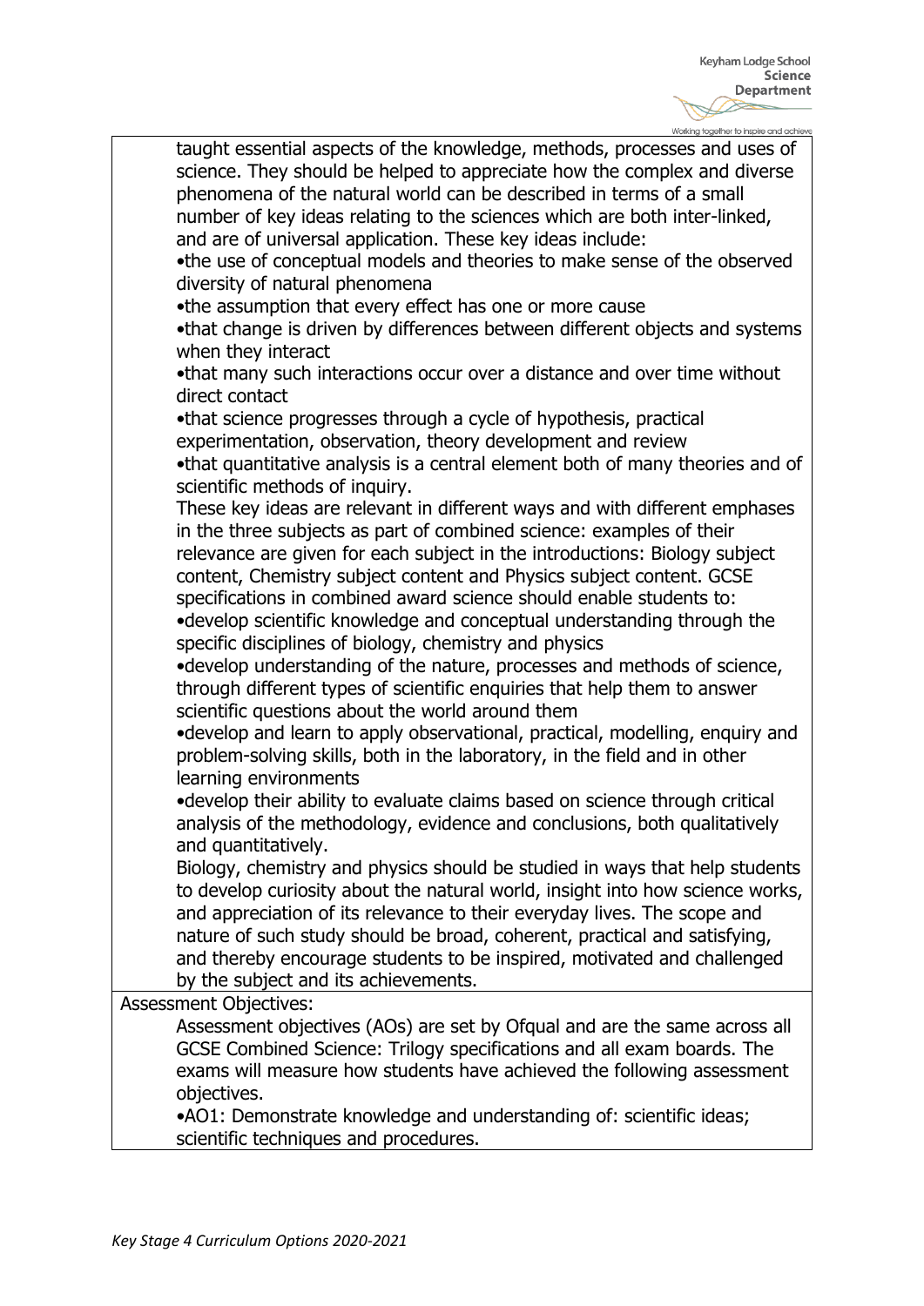taught essential aspects of the knowledge, methods, processes and uses of science. They should be helped to appreciate how the complex and diverse phenomena of the natural world can be described in terms of a small number of key ideas relating to the sciences which are both inter-linked, and are of universal application. These key ideas include:

- the use of conceptual models and theories to make sense of the observed diversity of natural phenomena
- the assumption that every effect has one or more cause
- that change is driven by differences between different objects and systems when they interact
- that many such interactions occur over a distance and over time without direct contact
- that science progresses through a cycle of hypothesis, practical experimentation, observation, theory development and review
- that quantitative analysis is a central element both of many theories and of scientific methods of inquiry.

These key ideas are relevant in different ways and with different emphases in the three subjects as part of combined science: examples of their relevance are given for each subject in the introductions: Biology subject content, Chemistry subject content and Physics subject content. GCSE specifications in combined award science should enable students to:

- develop scientific knowledge and conceptual understanding through the specific disciplines of biology, chemistry and physics
- develop understanding of the nature, processes and methods of science, through different types of scientific enquiries that help them to answer scientific questions about the world around them
- develop and learn to apply observational, practical, modelling, enquiry and problem-solving skills, both in the laboratory, in the field and in other learning environments
- develop their ability to evaluate claims based on science through critical analysis of the methodology, evidence and conclusions, both qualitatively and quantitatively.

Biology, chemistry and physics should be studied in ways that help students to develop curiosity about the natural world, insight into how science works, and appreciation of its relevance to their everyday lives. The scope and nature of such study should be broad, coherent, practical and satisfying, and thereby encourage students to be inspired, motivated and challenged by the subject and its achievements.

Assessment Objectives:

Assessment objectives (AOs) are set by Ofqual and are the same across all GCSE Combined Science: Trilogy specifications and all exam boards. The exams will measure how students have achieved the following assessment objectives.

- AO1: Demonstrate knowledge and understanding of: scientific ideas; scientific techniques and procedures.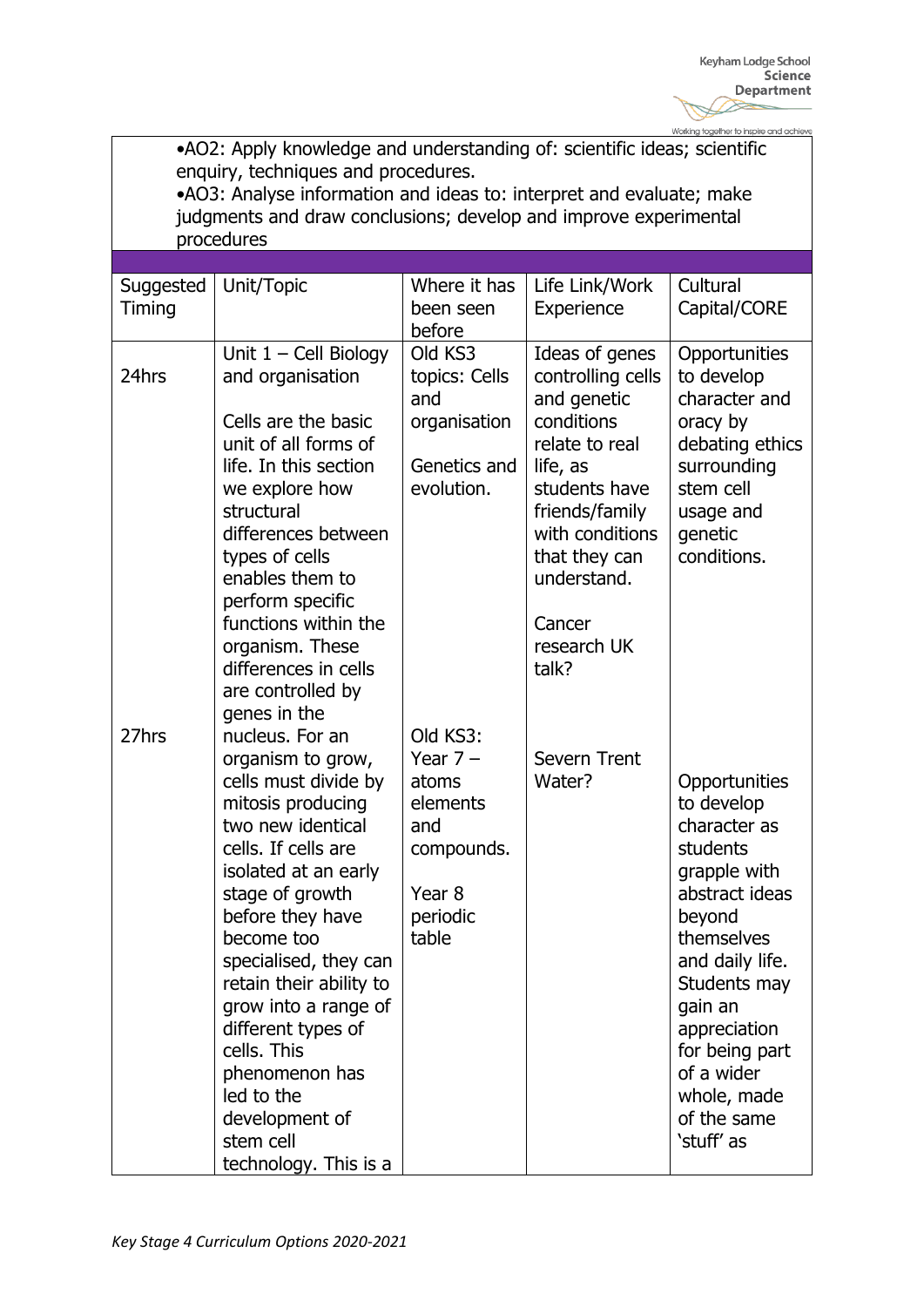•AO2: Apply knowledge and understanding of: scientific ideas; scientific enquiry, techniques and procedures.
•AO3: Analyse information and ideas to: interpret and evaluate; make judgments and draw conclusions; develop and improve experimental procedures

| Suggested Timing | Unit/Topic | Where it has been seen before | Life Link/Work Experience | Cultural Capital/CORE |
|---|---|---|---|---|
| 24hrs | Unit 1 – Cell Biology and organisation<br><br>Cells are the basic unit of all forms of life. In this section we explore how structural differences between types of cells enables them to perform specific functions within the organism. These differences in cells are controlled by genes in the nucleus. For an organism to grow, cells must divide by mitosis producing two new identical cells. If cells are isolated at an early stage of growth before they have become too specialised, they can retain their ability to grow into a range of different types of cells. This phenomenon has led to the development of stem cell technology. This is a | Old KS3 topics: Cells and organisation<br><br>Genetics and evolution. | Ideas of genes controlling cells and genetic conditions relate to real life, as students have friends/family with conditions that they can understand.<br><br>Cancer research UK talk? | Opportunities to develop character and oracy by debating ethics surrounding stem cell usage and genetic conditions. |
| 27hrs | | Old KS3: Year 7 – atoms elements and compounds.<br><br>Year 8 periodic table | Severn Trent Water? | Opportunities to develop character as students grapple with abstract ideas beyond themselves and daily life. Students may gain an appreciation for being part of a wider whole, made of the same 'stuff' as |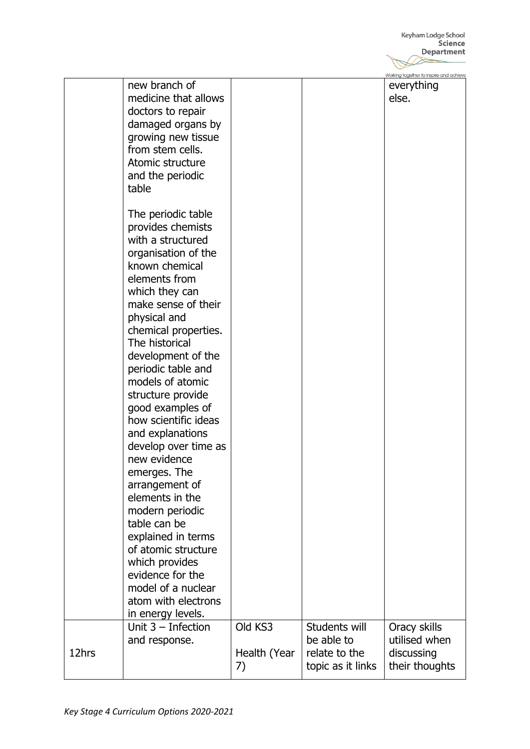|  | new branch of medicine that allows doctors to repair damaged organs by growing new tissue from stem cells. Atomic structure and the periodic table<br><br>The periodic table provides chemists with a structured organisation of the known chemical elements from which they can make sense of their physical and chemical properties. The historical development of the periodic table and models of atomic structure provide good examples of how scientific ideas and explanations develop over time as new evidence emerges. The arrangement of elements in the modern periodic table can be explained in terms of atomic structure which provides evidence for the model of a nuclear atom with electrons in energy levels. |  |  | everything else. |
|---|---|---|---|---|
| 12hrs | Unit 3 – Infection and response. | Old KS3<br><br>Health (Year 7) | Students will be able to relate to the topic as it links | Oracy skills utilised when discussing their thoughts |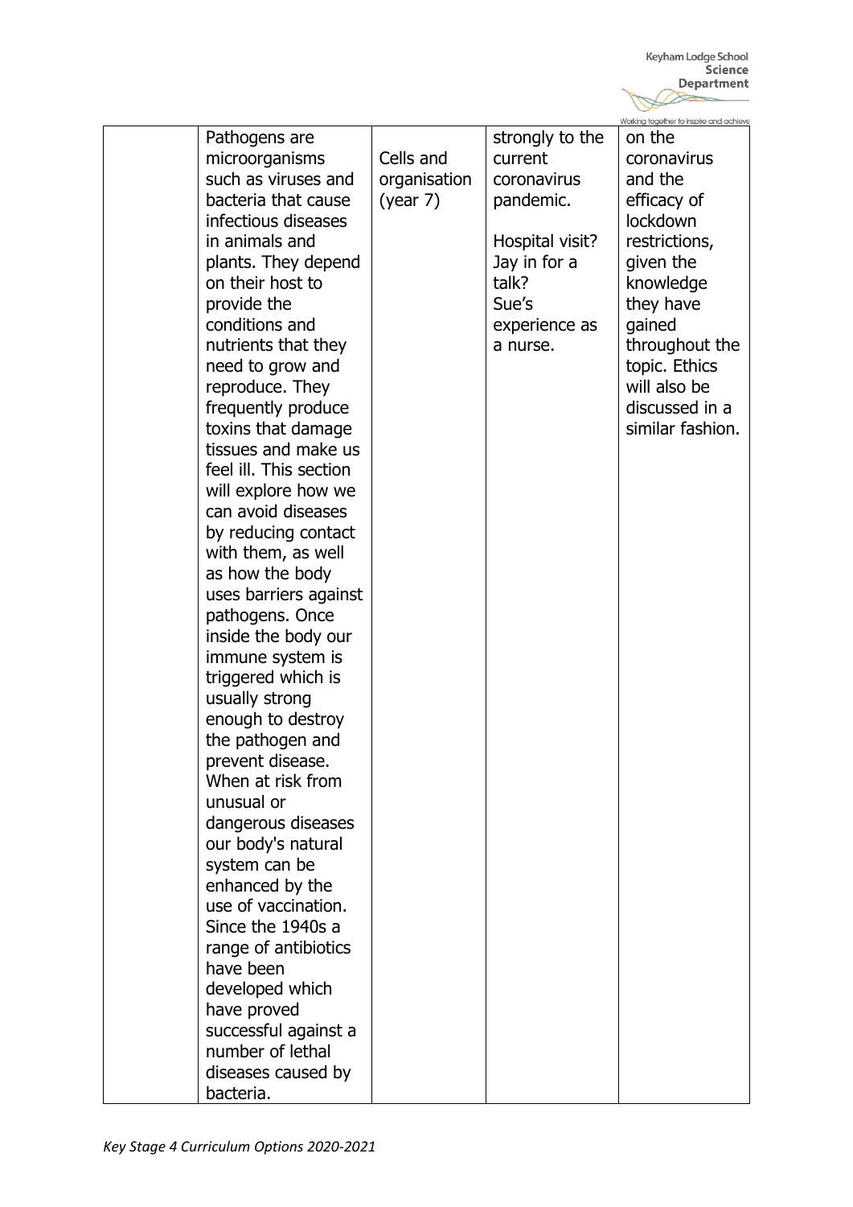| | | | | |
|---|---|---|---|---|
| | Pathogens are microorganisms such as viruses and bacteria that cause infectious diseases in animals and plants. They depend on their host to provide the conditions and nutrients that they need to grow and reproduce. They frequently produce toxins that damage tissues and make us feel ill. This section will explore how we can avoid diseases by reducing contact with them, as well as how the body uses barriers against pathogens. Once inside the body our immune system is triggered which is usually strong enough to destroy the pathogen and prevent disease. When at risk from unusual or dangerous diseases our body's natural system can be enhanced by the use of vaccination. Since the 1940s a range of antibiotics have been developed which have proved successful against a number of lethal diseases caused by bacteria. | Cells and organisation (year 7) | strongly to the current coronavirus pandemic.<br><br>Hospital visit? Jay in for a talk? Sue's experience as a nurse. | on the coronavirus and the efficacy of lockdown restrictions, given the knowledge they have gained throughout the topic. Ethics will also be discussed in a similar fashion. |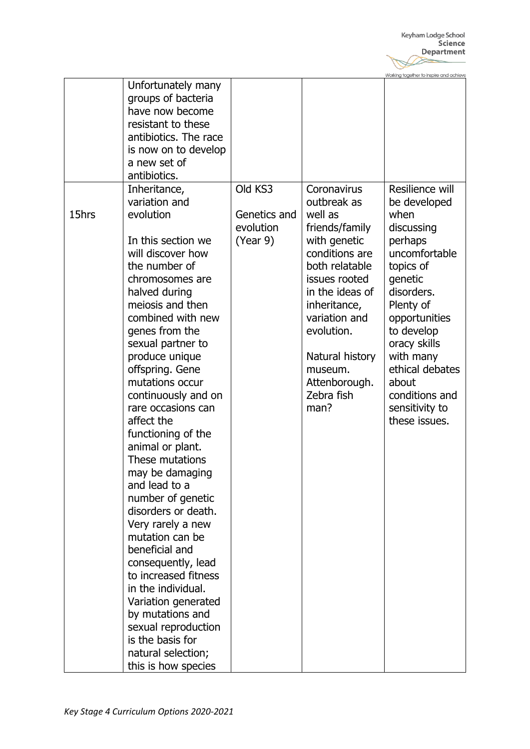| | | | | |
|---|---|---|---|---|
| | Unfortunately many groups of bacteria have now become resistant to these antibiotics. The race is now on to develop a new set of antibiotics. | | | |
| 15hrs | Inheritance, variation and evolution<br><br>In this section we will discover how the number of chromosomes are halved during meiosis and then combined with new genes from the sexual partner to produce unique offspring. Gene mutations occur continuously and on rare occasions can affect the functioning of the animal or plant. These mutations may be damaging and lead to a number of genetic disorders or death. Very rarely a new mutation can be beneficial and consequently, lead to increased fitness in the individual. Variation generated by mutations and sexual reproduction is the basis for natural selection; this is how species | Old KS3<br><br>Genetics and evolution (Year 9) | Coronavirus outbreak as well as friends/family with genetic conditions are both relatable issues rooted in the ideas of inheritance, variation and evolution.<br><br>Natural history museum. Attenborough. Zebra fish man? | Resilience will be developed when discussing perhaps uncomfortable topics of genetic disorders. Plenty of opportunities to develop oracy skills with many ethical debates about conditions and sensitivity to these issues. |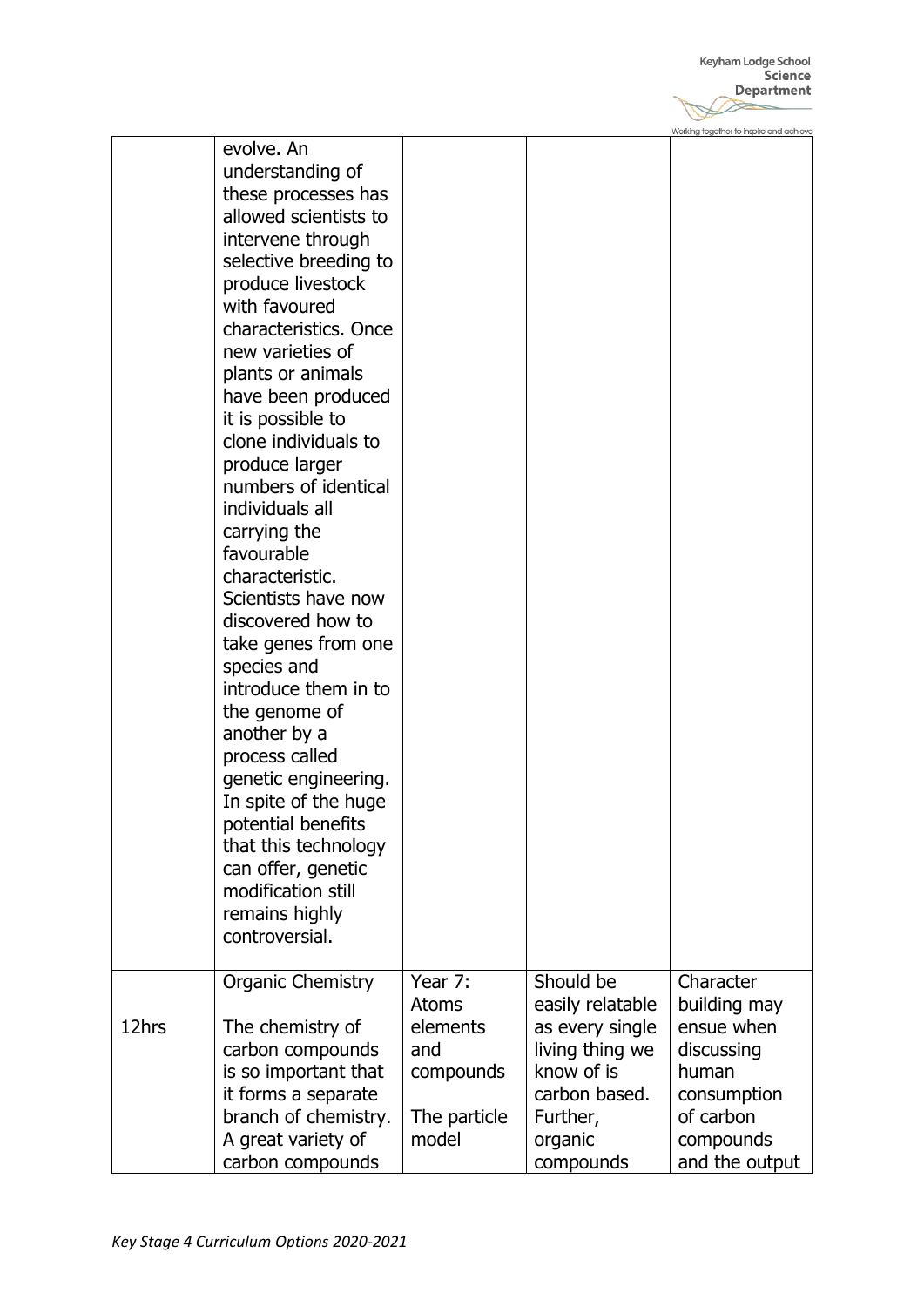| | | | | |
|---|---|---|---|---|
| | evolve. An understanding of these processes has allowed scientists to intervene through selective breeding to produce livestock with favoured characteristics. Once new varieties of plants or animals have been produced it is possible to clone individuals to produce larger numbers of identical individuals all carrying the favourable characteristic. Scientists have now discovered how to take genes from one species and introduce them in to the genome of another by a process called genetic engineering. In spite of the huge potential benefits that this technology can offer, genetic modification still remains highly controversial. | | | |
| 12hrs | Organic Chemistry<br><br>The chemistry of carbon compounds is so important that it forms a separate branch of chemistry. A great variety of carbon compounds | Year 7: Atoms elements and compounds<br><br>The particle model | Should be easily relatable as every single living thing we know of is carbon based. Further, organic compounds | Character building may ensue when discussing human consumption of carbon compounds and the output |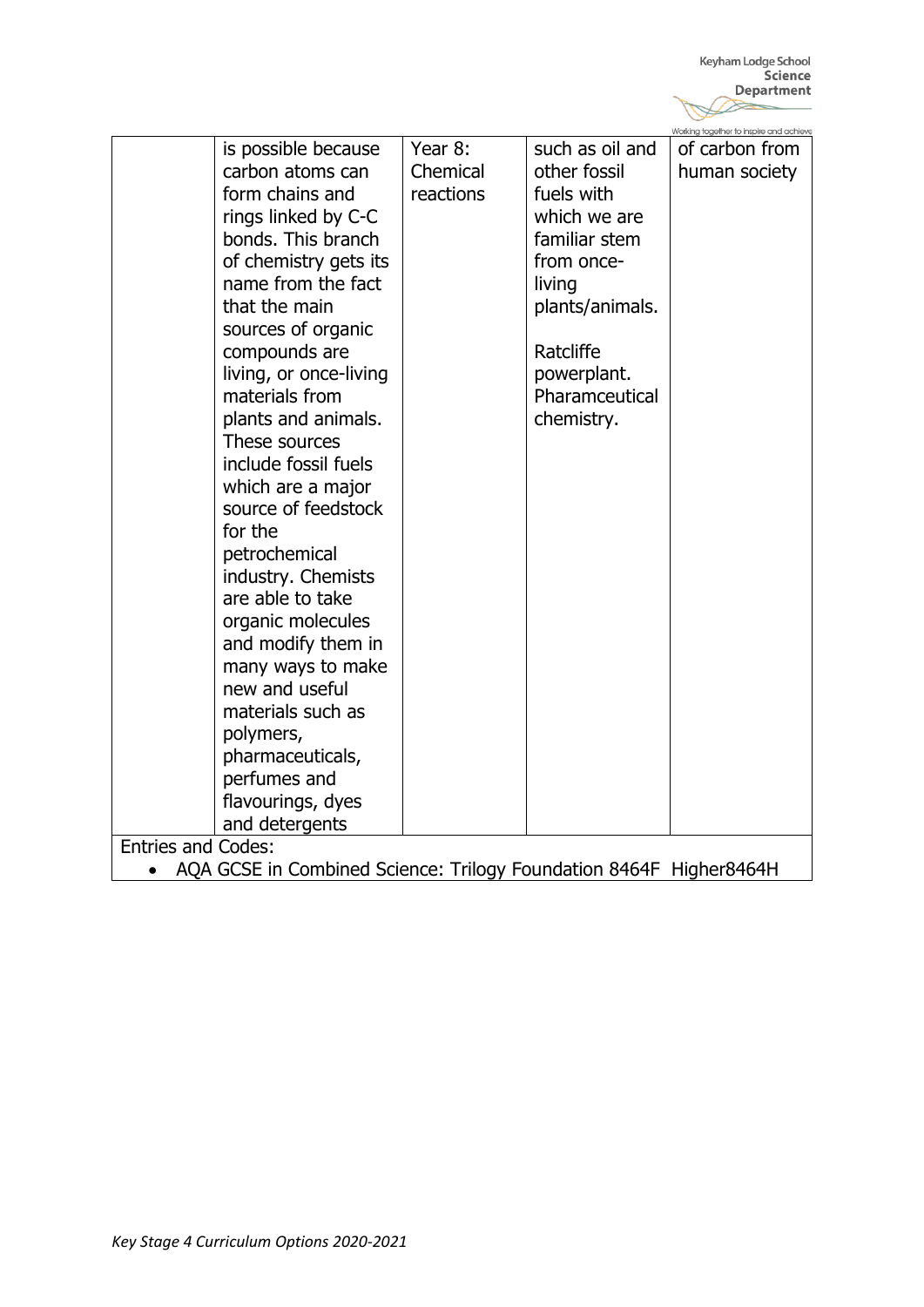|  |  |  |  |  |
|---|---|---|---|---|
|  | is possible because carbon atoms can form chains and rings linked by C-C bonds. This branch of chemistry gets its name from the fact that the main sources of organic compounds are living, or once-living materials from plants and animals. These sources include fossil fuels which are a major source of feedstock for the petrochemical industry. Chemists are able to take organic molecules and modify them in many ways to make new and useful materials such as polymers, pharmaceuticals, perfumes and flavourings, dyes and detergents | Year 8: Chemical reactions | such as oil and other fossil fuels with which we are familiar stem from once-living plants/animals.<br><br>Ratcliffe powerplant. Pharamceutical chemistry. | of carbon from human society |

Entries and Codes:

- AQA GCSE in Combined Science: Trilogy Foundation 8464F Higher8464H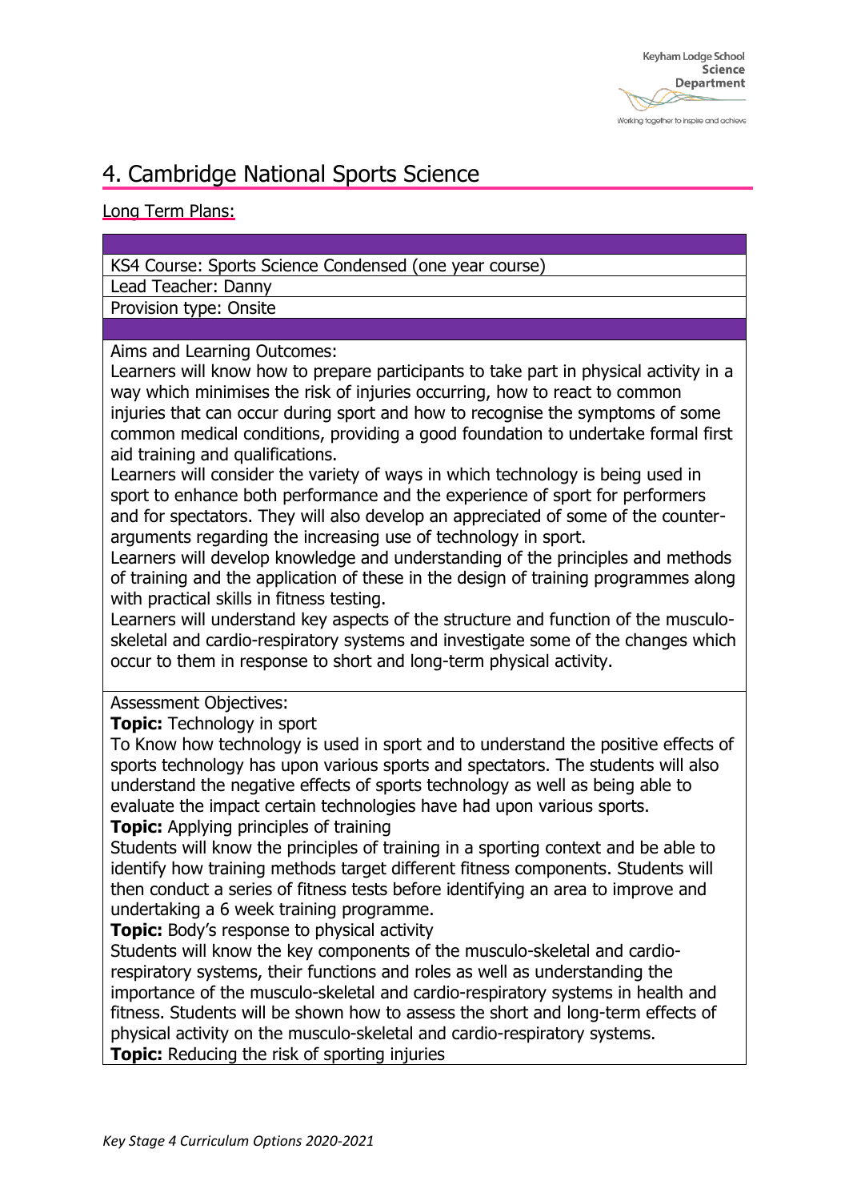# 4. Cambridge National Sports Science

Long Term Plans:

KS4 Course: Sports Science Condensed (one year course)

Lead Teacher: Danny

Provision type: Onsite

Aims and Learning Outcomes:

Learners will know how to prepare participants to take part in physical activity in a way which minimises the risk of injuries occurring, how to react to common injuries that can occur during sport and how to recognise the symptoms of some common medical conditions, providing a good foundation to undertake formal first aid training and qualifications.

Learners will consider the variety of ways in which technology is being used in sport to enhance both performance and the experience of sport for performers and for spectators. They will also develop an appreciated of some of the counter-arguments regarding the increasing use of technology in sport.

Learners will develop knowledge and understanding of the principles and methods of training and the application of these in the design of training programmes along with practical skills in fitness testing.

Learners will understand key aspects of the structure and function of the musculo-skeletal and cardio-respiratory systems and investigate some of the changes which occur to them in response to short and long-term physical activity.

Assessment Objectives:

**Topic:** Technology in sport

To Know how technology is used in sport and to understand the positive effects of sports technology has upon various sports and spectators. The students will also understand the negative effects of sports technology as well as being able to evaluate the impact certain technologies have had upon various sports.

**Topic:** Applying principles of training

Students will know the principles of training in a sporting context and be able to identify how training methods target different fitness components. Students will then conduct a series of fitness tests before identifying an area to improve and undertaking a 6 week training programme.

**Topic:** Body's response to physical activity

Students will know the key components of the musculo-skeletal and cardio-respiratory systems, their functions and roles as well as understanding the importance of the musculo-skeletal and cardio-respiratory systems in health and fitness. Students will be shown how to assess the short and long-term effects of physical activity on the musculo-skeletal and cardio-respiratory systems.

**Topic:** Reducing the risk of sporting injuries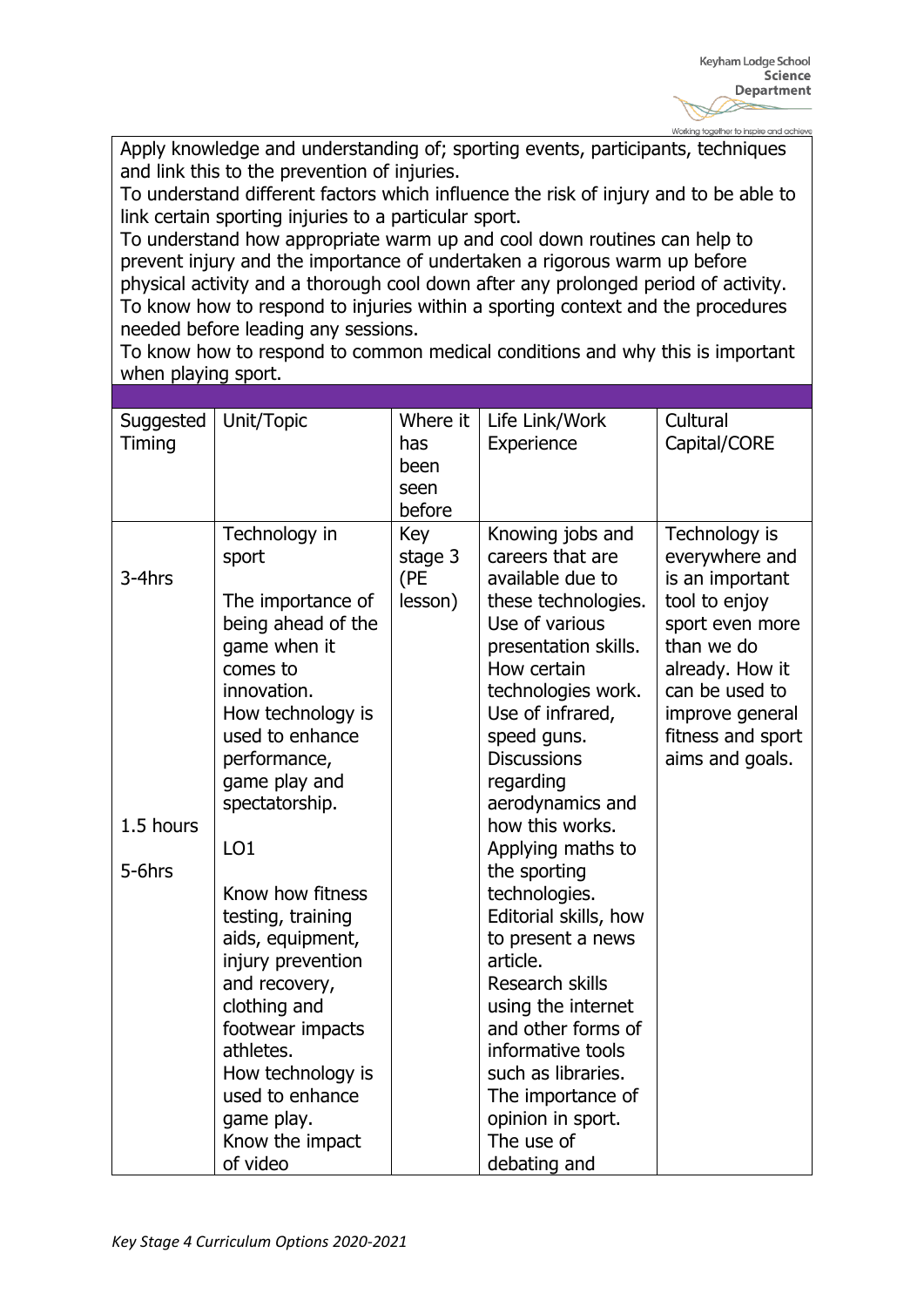Apply knowledge and understanding of; sporting events, participants, techniques and link this to the prevention of injuries.
To understand different factors which influence the risk of injury and to be able to link certain sporting injuries to a particular sport.
To understand how appropriate warm up and cool down routines can help to prevent injury and the importance of undertaken a rigorous warm up before physical activity and a thorough cool down after any prolonged period of activity.
To know how to respond to injuries within a sporting context and the procedures needed before leading any sessions.
To know how to respond to common medical conditions and why this is important when playing sport.

| Suggested Timing | Unit/Topic | Where it has been seen before | Life Link/Work Experience | Cultural Capital/CORE |
|---|---|---|---|---|
| 3-4hrs<br><br>1.5 hours<br><br>5-6hrs | Technology in sport<br><br>The importance of being ahead of the game when it comes to innovation.<br>How technology is used to enhance performance, game play and spectatorship.<br><br>LO1<br><br>Know how fitness testing, training aids, equipment, injury prevention and recovery, clothing and footwear impacts athletes.<br>How technology is used to enhance game play.<br>Know the impact of video | Key stage 3 (PE lesson) | Knowing jobs and careers that are available due to these technologies.<br>Use of various presentation skills.<br>How certain technologies work.<br>Use of infrared, speed guns.<br>Discussions regarding aerodynamics and how this works.<br>Applying maths to the sporting technologies.<br>Editorial skills, how to present a news article.<br>Research skills using the internet and other forms of informative tools such as libraries.<br>The importance of opinion in sport.<br>The use of debating and | Technology is everywhere and is an important tool to enjoy sport even more than we do already. How it can be used to improve general fitness and sport aims and goals. |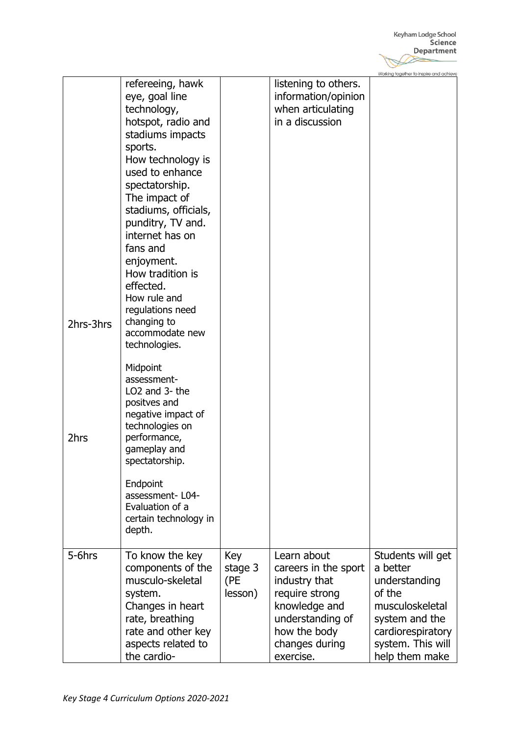| | | | | |
|---|---|---|---|---|
| 2hrs-3hrs<br><br>2hrs | refereeing, hawk eye, goal line technology, hotspot, radio and stadiums impacts sports.<br>How technology is used to enhance spectatorship.<br>The impact of stadiums, officials, punditry, TV and. internet has on fans and enjoyment.<br>How tradition is effected.<br>How rule and regulations need changing to accommodate new technologies.<br><br>Midpoint assessment- LO2 and 3- the positves and negative impact of technologies on performance, gameplay and spectatorship.<br><br>Endpoint assessment- L04- Evaluation of a certain technology in depth. | | listening to others. information/opinion when articulating in a discussion | |
| 5-6hrs | To know the key components of the musculo-skeletal system.<br>Changes in heart rate, breathing rate and other key aspects related to the cardio- | Key stage 3 (PE lesson) | Learn about careers in the sport industry that require strong knowledge and understanding of how the body changes during exercise. | Students will get a better understanding of the musculoskeletal system and the cardiorespiratory system. This will help them make |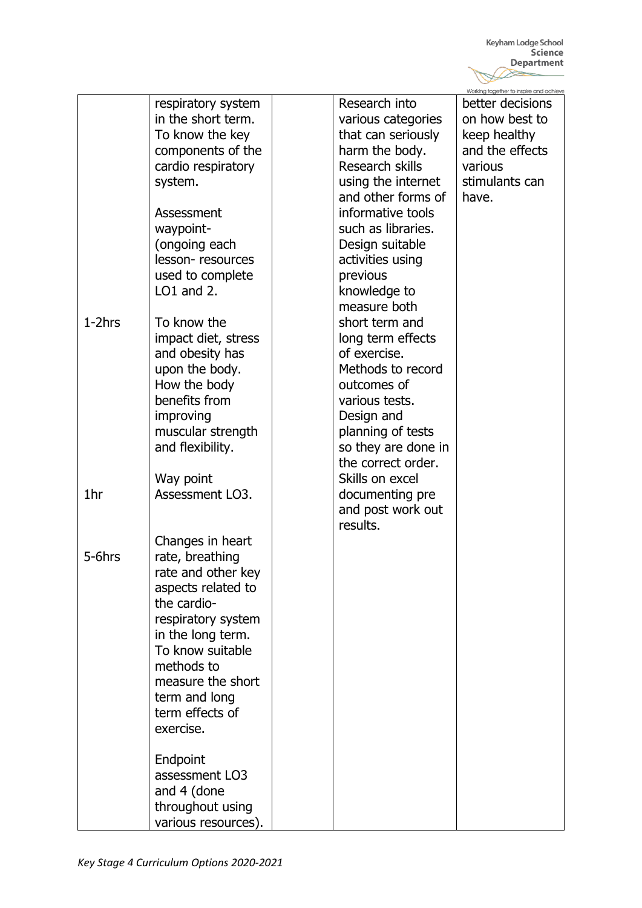| | | | | |
|---|---|---|---|---|
| 1-2hrs<br><br>1hr<br><br>5-6hrs | respiratory system in the short term. To know the key components of the cardio respiratory system.<br><br>Assessment waypoint- (ongoing each lesson- resources used to complete LO1 and 2.<br><br>To know the impact diet, stress and obesity has upon the body. How the body benefits from improving muscular strength and flexibility.<br><br>Way point Assessment LO3.<br><br>Changes in heart rate, breathing rate and other key aspects related to the cardio-respiratory system in the long term. To know suitable methods to measure the short term and long term effects of exercise.<br><br>Endpoint assessment LO3 and 4 (done throughout using various resources). | | Research into various categories that can seriously harm the body. Research skills using the internet and other forms of informative tools such as libraries. Design suitable activities using previous knowledge to measure both short term and long term effects of exercise. Methods to record outcomes of various tests. Design and planning of tests so they are done in the correct order. Skills on excel documenting pre and post work out results. | better decisions on how best to keep healthy and the effects various stimulants can have. |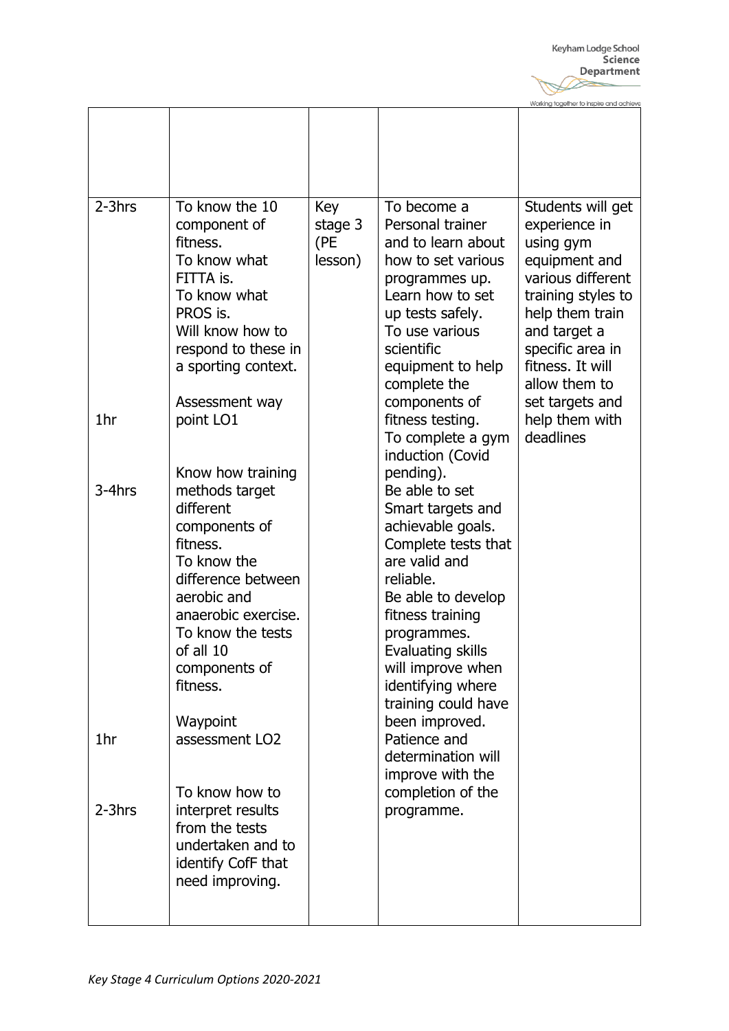| | | | | |
|---|---|---|---|---|
| | | | | |
| 2-3hrs<br><br><br><br><br><br><br><br><br><br><br>1hr<br><br><br><br>3-4hrs<br><br><br><br><br><br><br><br><br><br><br><br><br><br><br><br><br>1hr<br><br><br><br>2-3hrs | To know the 10 component of fitness.<br>To know what FITTA is.<br>To know what PROS is.<br>Will know how to respond to these in a sporting context.<br><br>Assessment way point LO1<br><br><br>Know how training methods target different components of fitness.<br>To know the difference between aerobic and anaerobic exercise.<br>To know the tests of all 10 components of fitness.<br><br>Waypoint assessment LO2<br><br><br>To know how to interpret results from the tests undertaken and to identify CofF that need improving. | Key stage 3 (PE lesson) | To become a Personal trainer and to learn about how to set various programmes up.<br>Learn how to set up tests safely.<br>To use various scientific equipment to help complete the components of fitness testing.<br>To complete a gym induction (Covid pending).<br>Be able to set Smart targets and achievable goals.<br>Complete tests that are valid and reliable.<br>Be able to develop fitness training programmes.<br>Evaluating skills will improve when identifying where training could have been improved.<br>Patience and determination will improve with the completion of the programme. | Students will get experience in using gym equipment and various different training styles to help them train and target a specific area in fitness. It will allow them to set targets and help them with deadlines |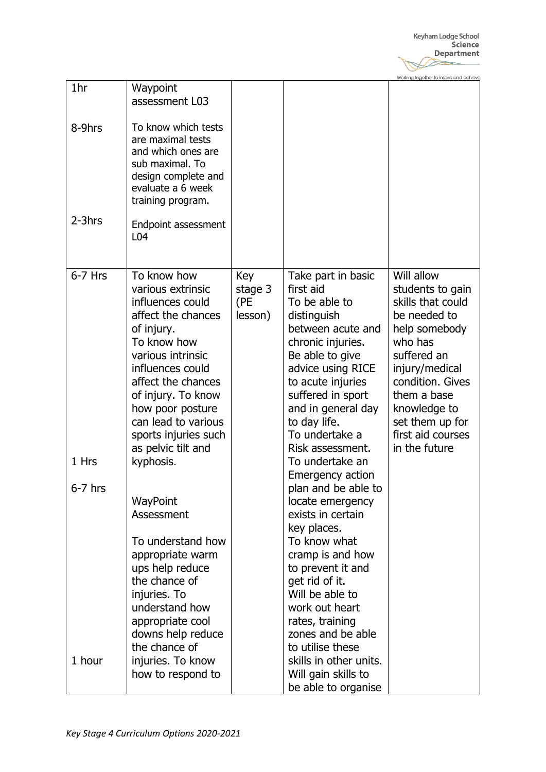| | | | | |
|---|---|---|---|---|
| 1hr<br><br>8-9hrs<br><br><br><br><br><br>2-3hrs | Waypoint assessment L03<br><br>To know which tests are maximal tests and which ones are sub maximal. To design complete and evaluate a 6 week training program.<br><br>Endpoint assessment L04 | | | |
| 6-7 Hrs<br><br><br><br><br><br><br><br><br><br><br><br><br><br>1 Hrs<br><br>6-7 hrs<br><br><br><br><br><br><br><br><br><br><br><br><br><br>1 hour | To know how various extrinsic influences could affect the chances of injury.<br>To know how various intrinsic influences could affect the chances of injury. To know how poor posture can lead to various sports injuries such as pelvic tilt and kyphosis.<br><br>WayPoint Assessment<br><br>To understand how appropriate warm ups help reduce the chance of injuries. To understand how appropriate cool downs help reduce the chance of injuries. To know how to respond to | Key stage 3 (PE lesson) | Take part in basic first aid<br>To be able to distinguish between acute and chronic injuries.<br>Be able to give advice using RICE to acute injuries suffered in sport and in general day to day life.<br>To undertake a Risk assessment.<br>To undertake an Emergency action plan and be able to locate emergency exists in certain key places.<br>To know what cramp is and how to prevent it and get rid of it.<br>Will be able to work out heart rates, training zones and be able to utilise these skills in other units.<br>Will gain skills to be able to organise | Will allow students to gain skills that could be needed to help somebody who has suffered an injury/medical condition. Gives them a base knowledge to set them up for first aid courses in the future |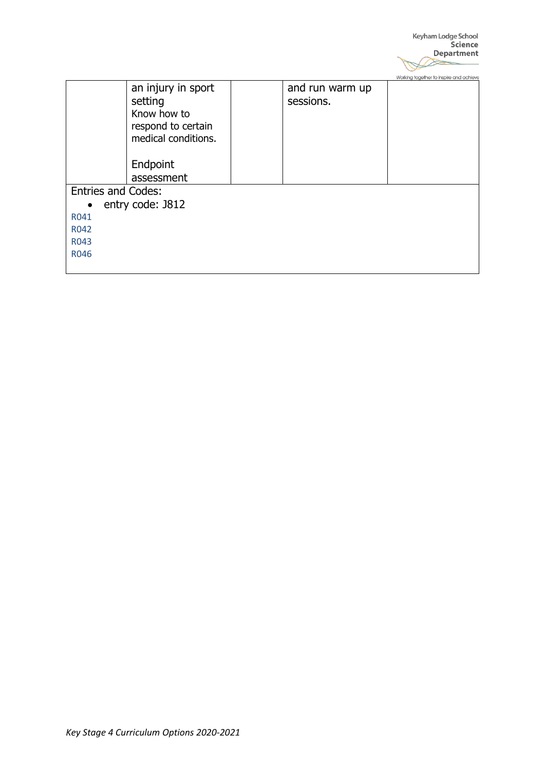| | | | | |
|---|---|---|---|---|
| | an injury in sport setting<br>Know how to respond to certain medical conditions.<br><br>Endpoint assessment | | and run warm up sessions. | |

Entries and Codes:

- entry code: J812

R041
R042
R043
R046